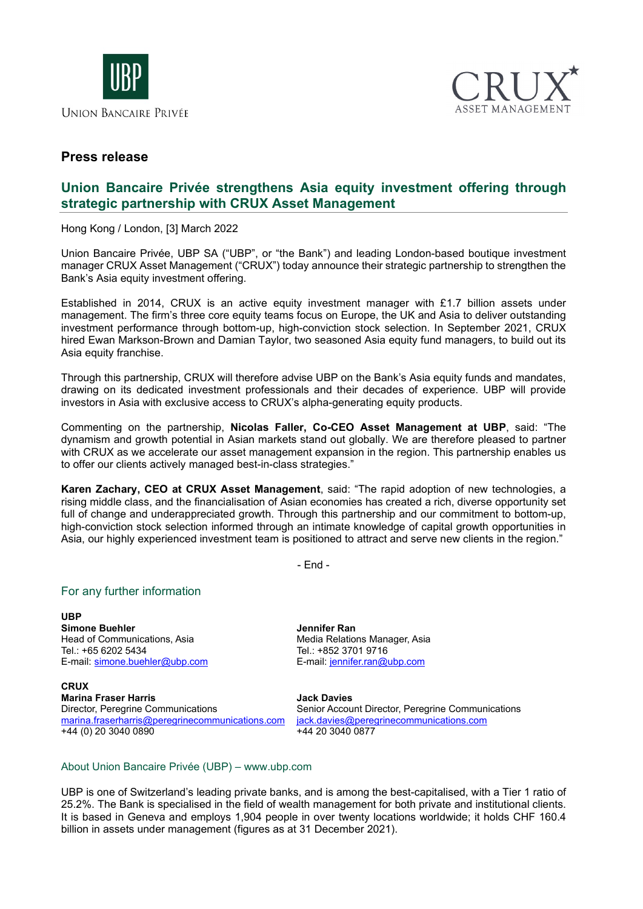UBP

UNION BANCAIRE PRIVÉE

CRUX
ASSET MANAGEMENT

## Press release

# Union Bancaire Privée strengthens Asia equity investment offering through strategic partnership with CRUX Asset Management

Hong Kong / London, [3] March 2022

Union Bancaire Privée, UBP SA ("UBP", or "the Bank") and leading London-based boutique investment manager CRUX Asset Management ("CRUX") today announce their strategic partnership to strengthen the Bank's Asia equity investment offering.

Established in 2014, CRUX is an active equity investment manager with £1.7 billion assets under management. The firm's three core equity teams focus on Europe, the UK and Asia to deliver outstanding investment performance through bottom-up, high-conviction stock selection. In September 2021, CRUX hired Ewan Markson-Brown and Damian Taylor, two seasoned Asia equity fund managers, to build out its Asia equity franchise.

Through this partnership, CRUX will therefore advise UBP on the Bank's Asia equity funds and mandates, drawing on its dedicated investment professionals and their decades of experience. UBP will provide investors in Asia with exclusive access to CRUX's alpha-generating equity products.

Commenting on the partnership, **Nicolas Faller, Co-CEO Asset Management at UBP**, said: "The dynamism and growth potential in Asian markets stand out globally. We are therefore pleased to partner with CRUX as we accelerate our asset management expansion in the region. This partnership enables us to offer our clients actively managed best-in-class strategies."

**Karen Zachary, CEO at CRUX Asset Management**, said: "The rapid adoption of new technologies, a rising middle class, and the financialisation of Asian economies has created a rich, diverse opportunity set full of change and underappreciated growth. Through this partnership and our commitment to bottom-up, high-conviction stock selection informed through an intimate knowledge of capital growth opportunities in Asia, our highly experienced investment team is positioned to attract and serve new clients in the region."

- End -

## For any further information

**UBP**

**Simone Buehler**
Head of Communications, Asia
Tel.: +65 6202 5434
E-mail: simone.buehler@ubp.com

**Jennifer Ran**
Media Relations Manager, Asia
Tel.: +852 3701 9716
E-mail: jennifer.ran@ubp.com

**CRUX**

**Marina Fraser Harris**
Director, Peregrine Communications
marina.fraserharris@peregrinecommunications.com
+44 (0) 20 3040 0890

**Jack Davies**
Senior Account Director, Peregrine Communications
jack.davies@peregrinecommunications.com
+44 20 3040 0877

## About Union Bancaire Privée (UBP) – www.ubp.com

UBP is one of Switzerland's leading private banks, and is among the best-capitalised, with a Tier 1 ratio of 25.2%. The Bank is specialised in the field of wealth management for both private and institutional clients. It is based in Geneva and employs 1,904 people in over twenty locations worldwide; it holds CHF 160.4 billion in assets under management (figures as at 31 December 2021).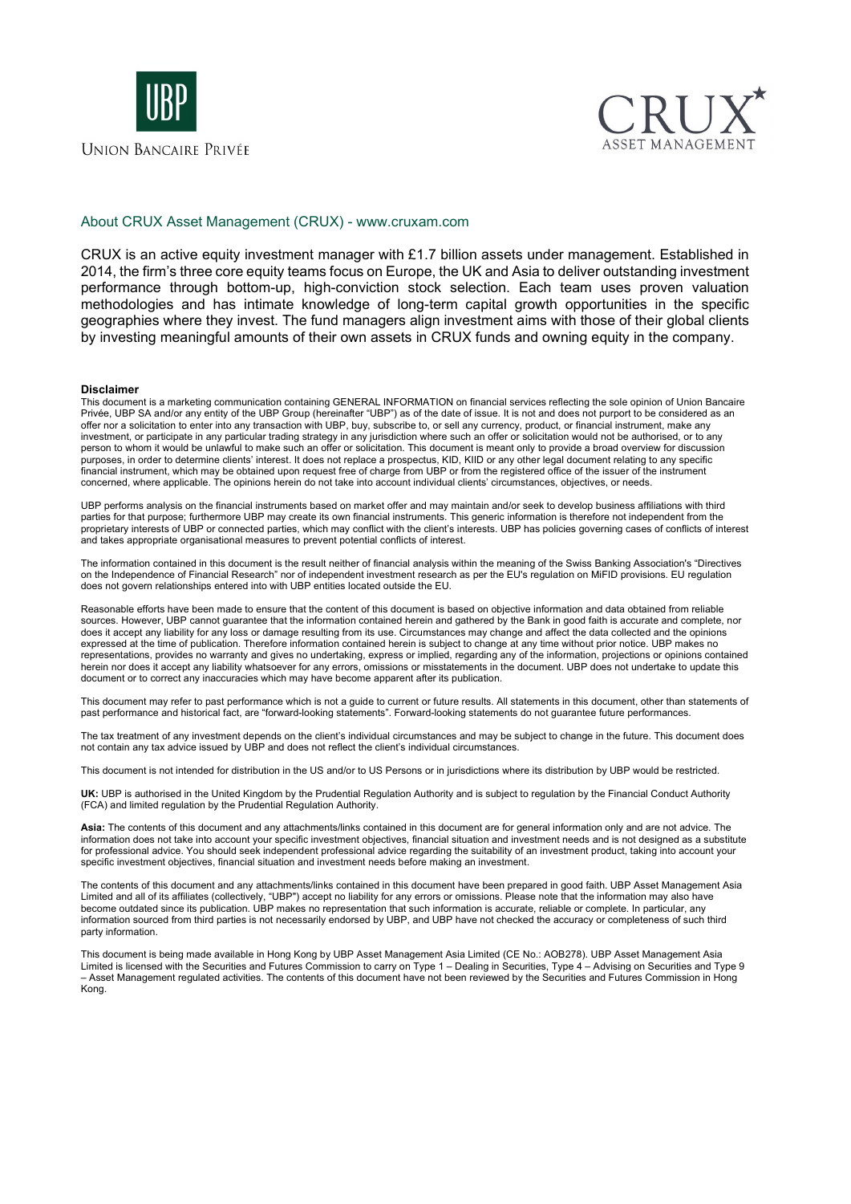## About CRUX Asset Management (CRUX) - www.cruxam.com

CRUX is an active equity investment manager with £1.7 billion assets under management. Established in 2014, the firm's three core equity teams focus on Europe, the UK and Asia to deliver outstanding investment performance through bottom-up, high-conviction stock selection. Each team uses proven valuation methodologies and has intimate knowledge of long-term capital growth opportunities in the specific geographies where they invest. The fund managers align investment aims with those of their global clients by investing meaningful amounts of their own assets in CRUX funds and owning equity in the company.

**Disclaimer**

This document is a marketing communication containing GENERAL INFORMATION on financial services reflecting the sole opinion of Union Bancaire Privée, UBP SA and/or any entity of the UBP Group (hereinafter "UBP") as of the date of issue. It is not and does not purport to be considered as an offer nor a solicitation to enter into any transaction with UBP, buy, subscribe to, or sell any currency, product, or financial instrument, make any investment, or participate in any particular trading strategy in any jurisdiction where such an offer or solicitation would not be authorised, or to any person to whom it would be unlawful to make such an offer or solicitation. This document is meant only to provide a broad overview for discussion purposes, in order to determine clients' interest. It does not replace a prospectus, KID, KIID or any other legal document relating to any specific financial instrument, which may be obtained upon request free of charge from UBP or from the registered office of the issuer of the instrument concerned, where applicable. The opinions herein do not take into account individual clients' circumstances, objectives, or needs.

UBP performs analysis on the financial instruments based on market offer and may maintain and/or seek to develop business affiliations with third parties for that purpose; furthermore UBP may create its own financial instruments. This generic information is therefore not independent from the proprietary interests of UBP or connected parties, which may conflict with the client's interests. UBP has policies governing cases of conflicts of interest and takes appropriate organisational measures to prevent potential conflicts of interest.

The information contained in this document is the result neither of financial analysis within the meaning of the Swiss Banking Association's "Directives on the Independence of Financial Research" nor of independent investment research as per the EU's regulation on MiFID provisions. EU regulation does not govern relationships entered into with UBP entities located outside the EU.

Reasonable efforts have been made to ensure that the content of this document is based on objective information and data obtained from reliable sources. However, UBP cannot guarantee that the information contained herein and gathered by the Bank in good faith is accurate and complete, nor does it accept any liability for any loss or damage resulting from its use. Circumstances may change and affect the data collected and the opinions expressed at the time of publication. Therefore information contained herein is subject to change at any time without prior notice. UBP makes no representations, provides no warranty and gives no undertaking, express or implied, regarding any of the information, projections or opinions contained herein nor does it accept any liability whatsoever for any errors, omissions or misstatements in the document. UBP does not undertake to update this document or to correct any inaccuracies which may have become apparent after its publication.

This document may refer to past performance which is not a guide to current or future results. All statements in this document, other than statements of past performance and historical fact, are "forward-looking statements". Forward-looking statements do not guarantee future performances.

The tax treatment of any investment depends on the client's individual circumstances and may be subject to change in the future. This document does not contain any tax advice issued by UBP and does not reflect the client's individual circumstances.

This document is not intended for distribution in the US and/or to US Persons or in jurisdictions where its distribution by UBP would be restricted.

**UK:** UBP is authorised in the United Kingdom by the Prudential Regulation Authority and is subject to regulation by the Financial Conduct Authority (FCA) and limited regulation by the Prudential Regulation Authority.

**Asia:** The contents of this document and any attachments/links contained in this document are for general information only and are not advice. The information does not take into account your specific investment objectives, financial situation and investment needs and is not designed as a substitute for professional advice. You should seek independent professional advice regarding the suitability of an investment product, taking into account your specific investment objectives, financial situation and investment needs before making an investment.

The contents of this document and any attachments/links contained in this document have been prepared in good faith. UBP Asset Management Asia Limited and all of its affiliates (collectively, "UBP") accept no liability for any errors or omissions. Please note that the information may also have become outdated since its publication. UBP makes no representation that such information is accurate, reliable or complete. In particular, any information sourced from third parties is not necessarily endorsed by UBP, and UBP have not checked the accuracy or completeness of such third party information.

This document is being made available in Hong Kong by UBP Asset Management Asia Limited (CE No.: AOB278). UBP Asset Management Asia Limited is licensed with the Securities and Futures Commission to carry on Type 1 – Dealing in Securities, Type 4 – Advising on Securities and Type 9 – Asset Management regulated activities. The contents of this document have not been reviewed by the Securities and Futures Commission in Hong Kong.